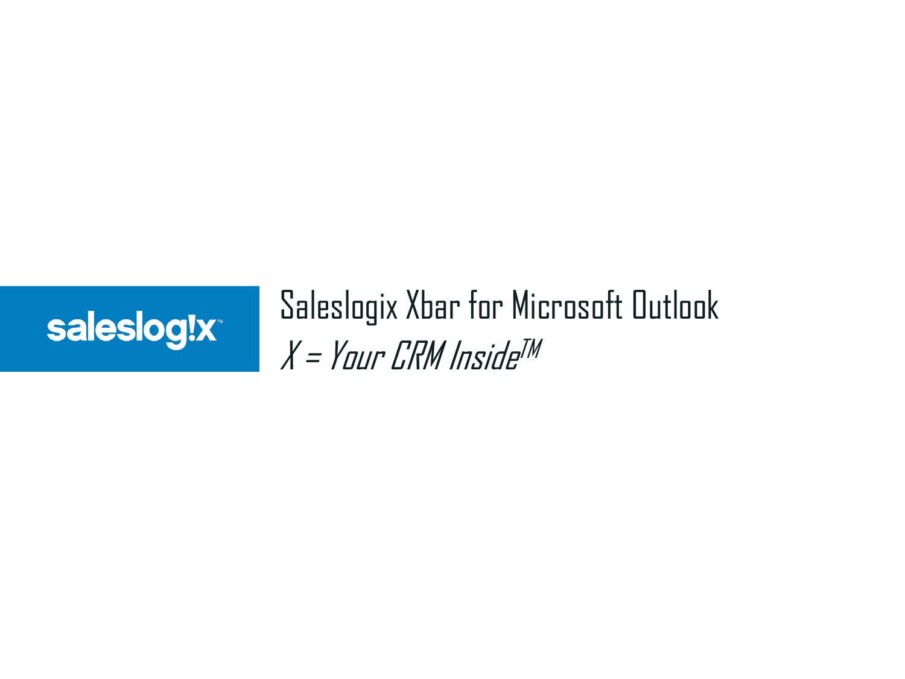saleslog!x™

# Saleslogix Xbar for Microsoft Outlook

*X = Your CRM Inside™*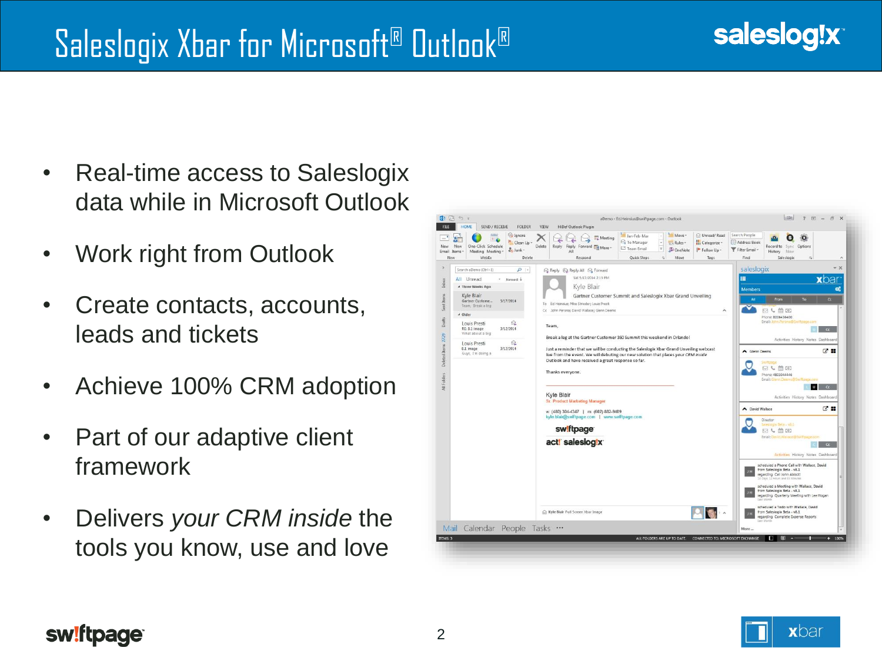# Saleslogix Xbar for Microsoft® Outlook®

- Real-time access to Saleslogix data while in Microsoft Outlook
- Work right from Outlook
- Create contacts, accounts, leads and tickets
- Achieve 100% CRM adoption
- Part of our adaptive client framework
- Delivers *your CRM inside* the tools you know, use and love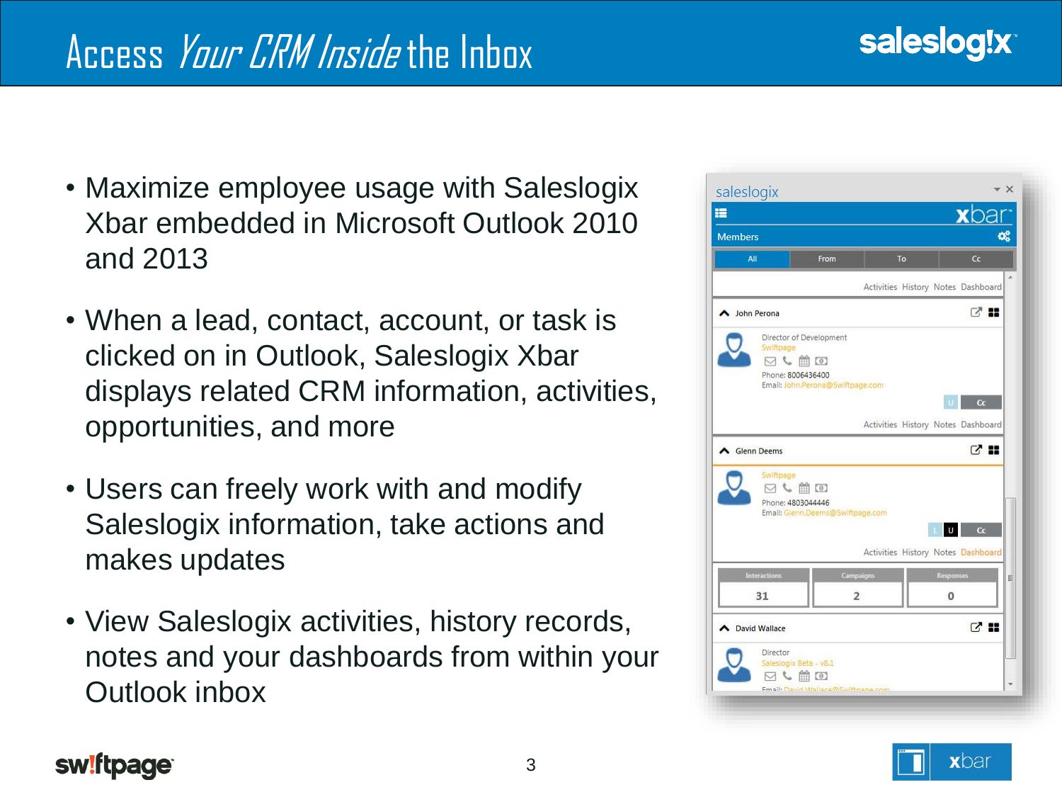# Access *Your CRM Inside* the Inbox

- Maximize employee usage with Saleslogix Xbar embedded in Microsoft Outlook 2010 and 2013
- When a lead, contact, account, or task is clicked on in Outlook, Saleslogix Xbar displays related CRM information, activities, opportunities, and more
- Users can freely work with and modify Saleslogix information, take actions and makes updates
- View Saleslogix activities, history records, notes and your dashboards from within your Outlook inbox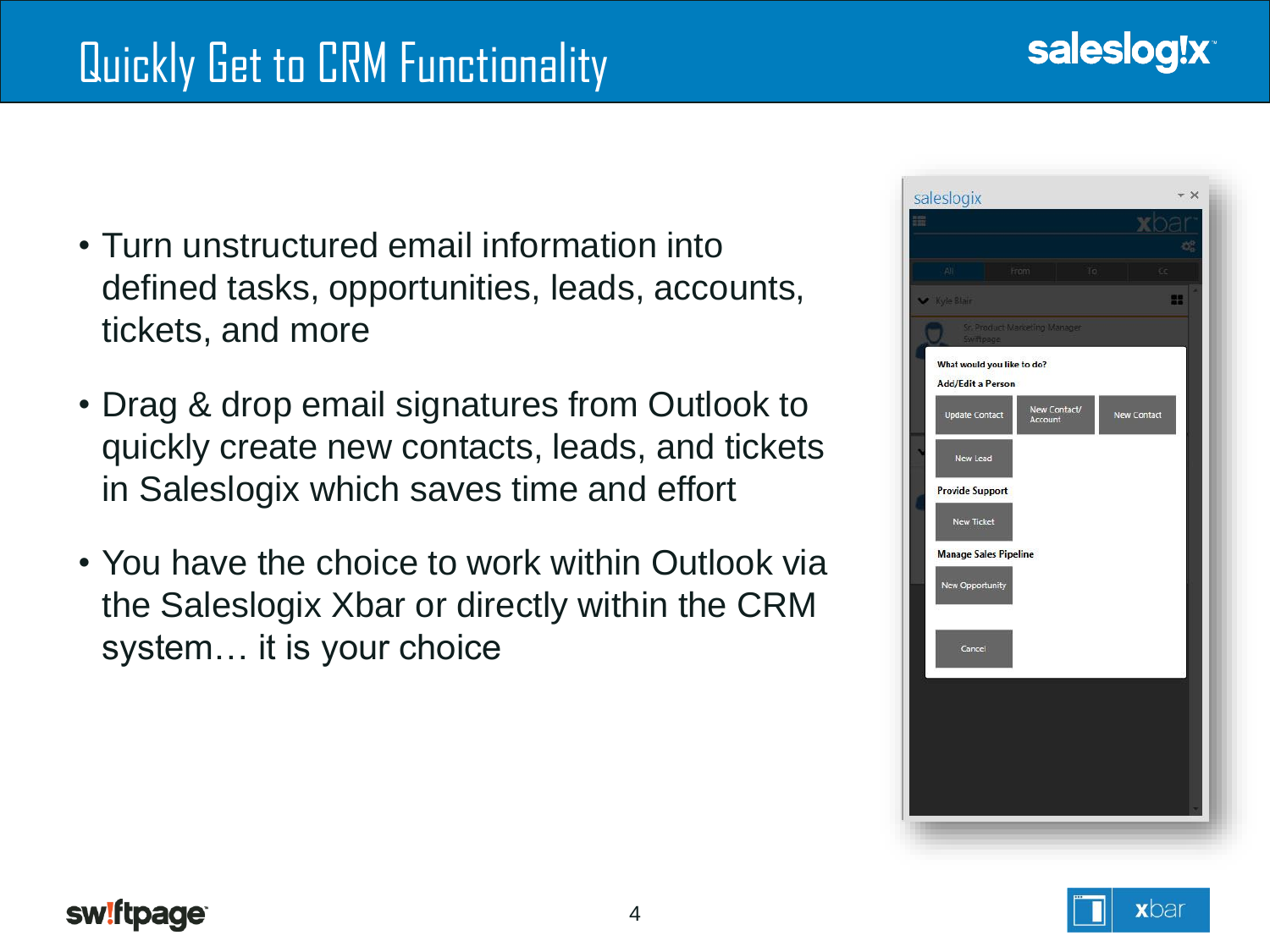# Quickly Get to CRM Functionality

- Turn unstructured email information into defined tasks, opportunities, leads, accounts, tickets, and more
- Drag & drop email signatures from Outlook to quickly create new contacts, leads, and tickets in Saleslogix which saves time and effort
- You have the choice to work within Outlook via the Saleslogix Xbar or directly within the CRM system… it is your choice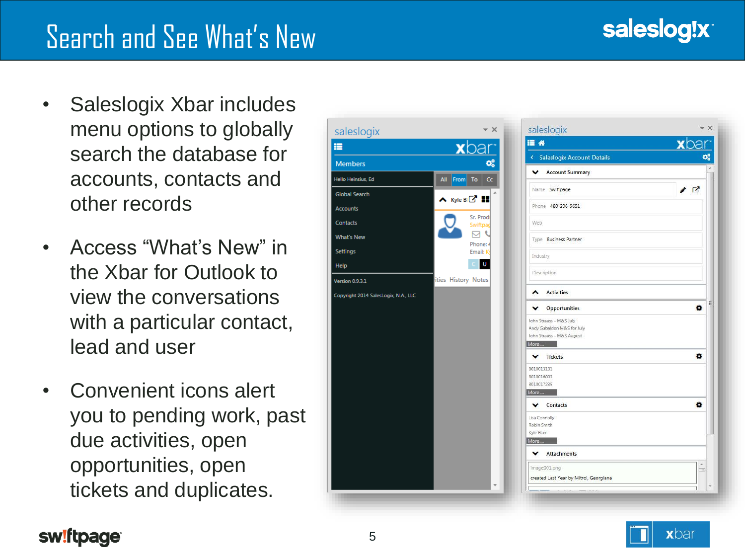# Search and See What's New

- Saleslogix Xbar includes menu options to globally search the database for accounts, contacts and other records
- Access "What's New" in the Xbar for Outlook to view the conversations with a particular contact, lead and user
- Convenient icons alert you to pending work, past due activities, open opportunities, open tickets and duplicates.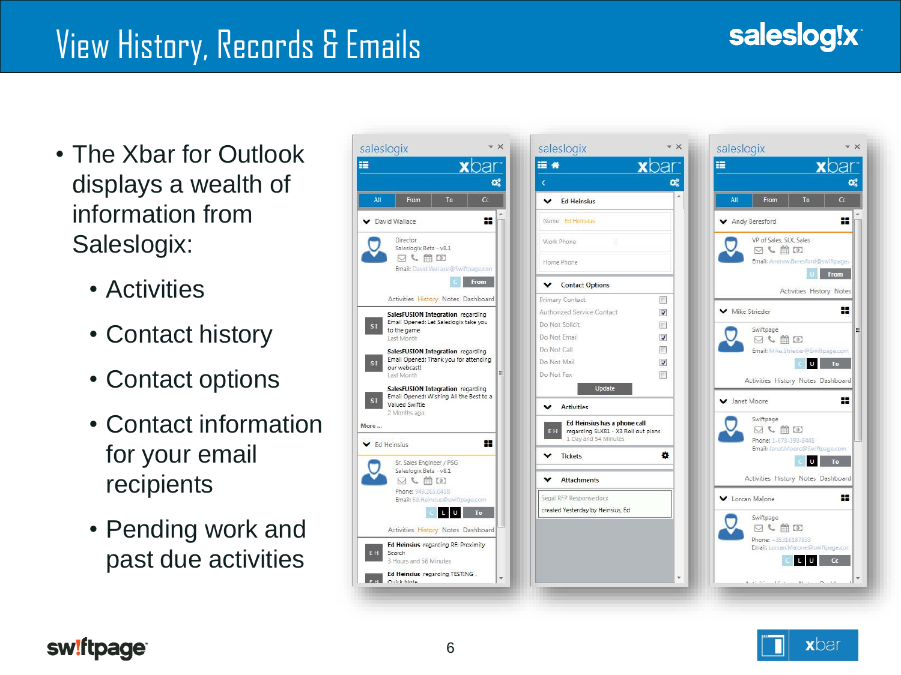# View History, Records & Emails

- The Xbar for Outlook displays a wealth of information from Saleslogix:
  - Activities
  - Contact history
  - Contact options
  - Contact information for your email recipients
  - Pending work and past due activities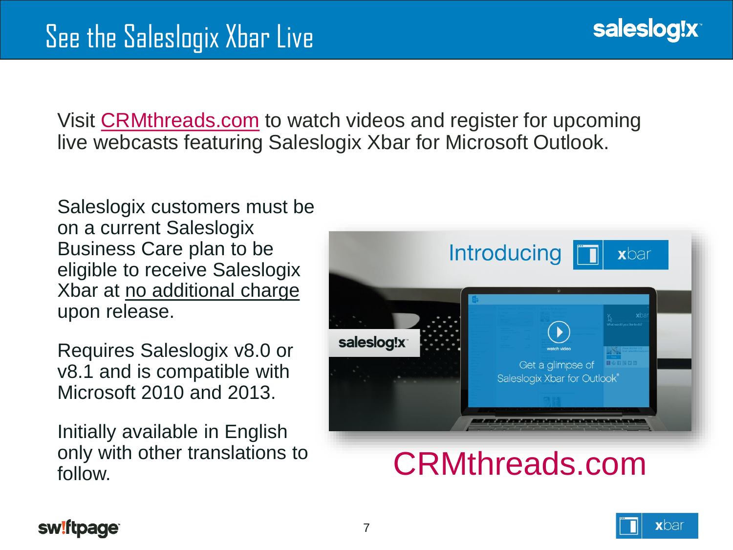# See the Saleslogix Xbar Live

Visit CRMthreads.com to watch videos and register for upcoming live webcasts featuring Saleslogix Xbar for Microsoft Outlook.

Saleslogix customers must be on a current Saleslogix Business Care plan to be eligible to receive Saleslogix Xbar at no additional charge upon release.

Requires Saleslogix v8.0 or v8.1 and is compatible with Microsoft 2010 and 2013.

Initially available in English only with other translations to follow.

CRMthreads.com